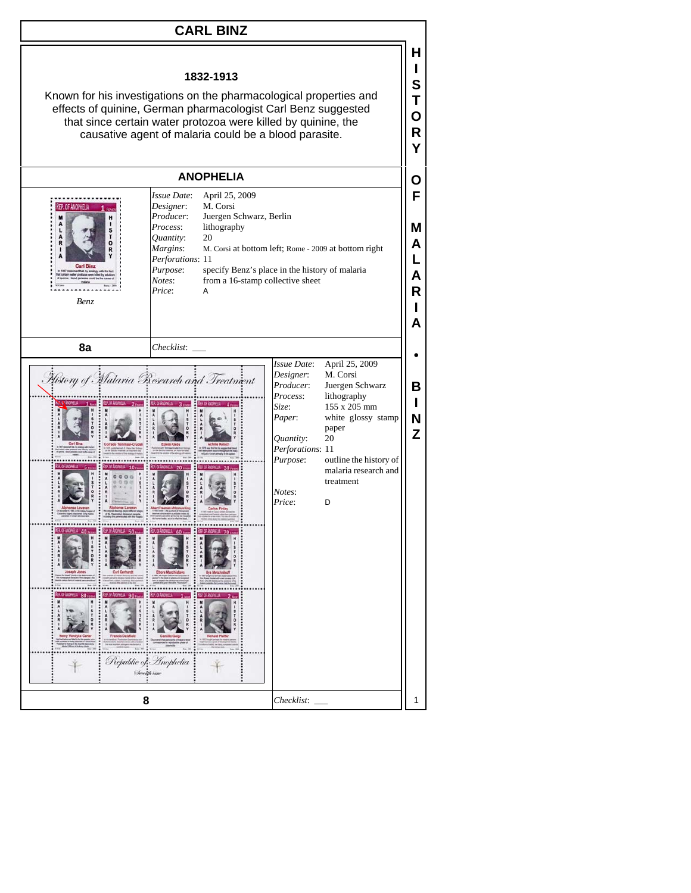# CARL BINZ

**1832-1913**

Known for his investigations on the pharmacological properties and effects of quinine, German pharmacologist Carl Benz suggested that since certain water protozoa were killed by quinine, the causative agent of malaria could be a blood parasite.

## ANOPHELIA

*Benz*

| | |
|---|---|
| *Issue Date*: | April 25, 2009 |
| *Designer*: | M. Corsi |
| *Producer*: | Juergen Schwarz, Berlin |
| *Process*: | lithography |
| *Quantity*: | 20 |
| *Margins*: | M. Corsi at bottom left; Rome - 2009 at bottom right |
| *Perforations*: | 11 |
| *Purpose*: | specify Benz's place in the history of malaria |
| *Notes*: | from a 16-stamp collective sheet |
| *Price*: | A |

**8a** *Checklist*: ___

| | |
|---|---|
| *Issue Date*: | April 25, 2009 |
| *Designer*: | M. Corsi |
| *Producer*: | Juergen Schwarz |
| *Process*: | lithography |
| *Size*: | 155 x 205 mm |
| *Paper*: | white glossy stamp paper |
| *Quantity*: | 20 |
| *Perforations*: | 11 |
| *Purpose*: | outline the history of malaria research and treatment |
| *Notes*: | |
| *Price*: | D |

**8** *Checklist*: ___

HISTORY OF MALARIA • BINZ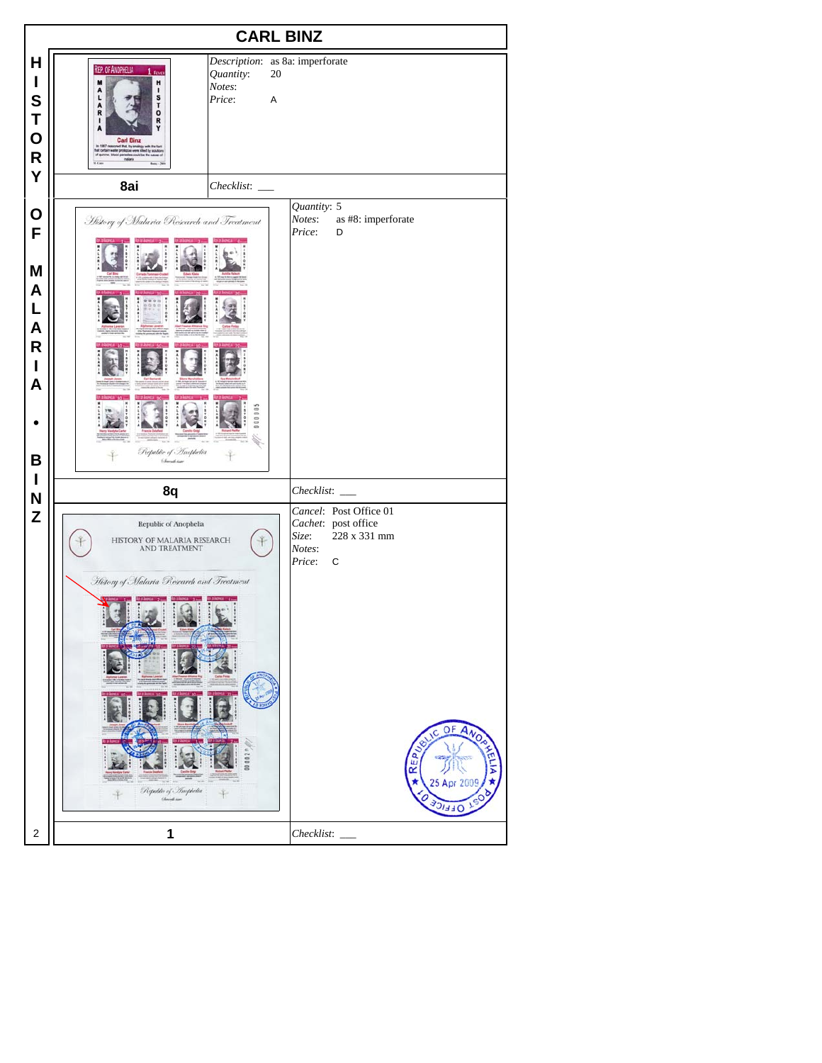# CARL BINZ

HISTORY OF MALARIA • BINZ

## 8ai

*Description*: as 8a: imperforate
*Quantity*: 20
*Notes*:
*Price*: A

*Checklist*: ___

## 8q

*Quantity*: 5
*Notes*: as #8: imperforate
*Price*: D

*Checklist*: ___

## 1

*Cancel*: Post Office 01
*Cachet*: post office
*Size*: 228 x 331 mm
*Notes*:
*Price*: C

*Checklist*: ___